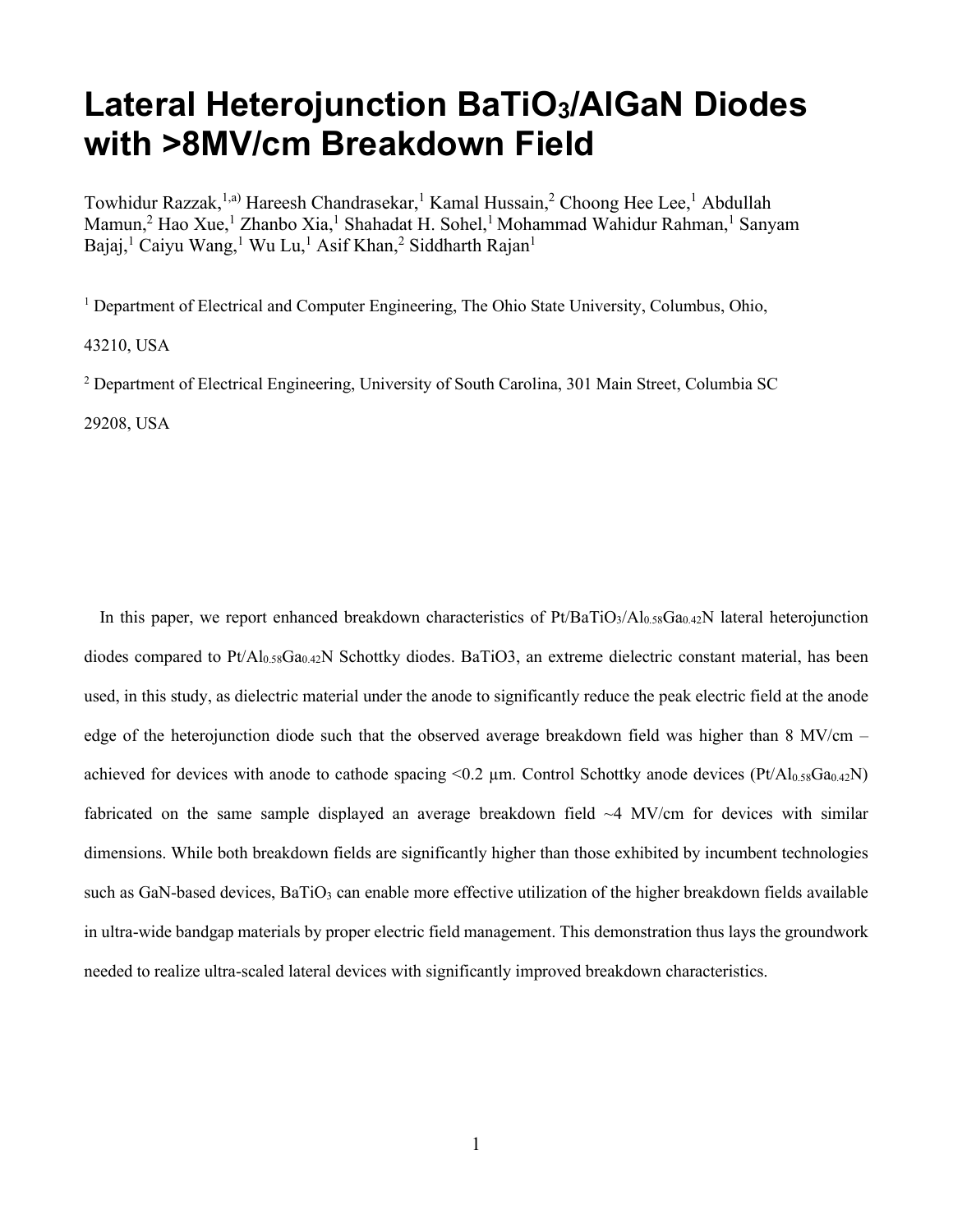# Lateral Heterojunction $BaTiO_3$/AlGaN Diodes with >8MV/cm Breakdown Field

Towhidur Razzak,[1,a)] Hareesh Chandrasekar,[1] Kamal Hussain,[2] Choong Hee Lee,[1] Abdullah Mamun,[2] Hao Xue,[1] Zhanbo Xia,[1] Shahadat H. Sohel,[1] Mohammad Wahidur Rahman,[1] Sanyam Bajaj,[1] Caiyu Wang,[1] Wu Lu,[1] Asif Khan,[2] Siddharth Rajan[1]

[1] Department of Electrical and Computer Engineering, The Ohio State University, Columbus, Ohio, 43210, USA

[2] Department of Electrical Engineering, University of South Carolina, 301 Main Street, Columbia SC 29208, USA

In this paper, we report enhanced breakdown characteristics of Pt/$BaTiO_3$/$Al_{0.58}Ga_{0.42}N$ lateral heterojunction diodes compared to Pt/$Al_{0.58}Ga_{0.42}N$ Schottky diodes. BaTiO3, an extreme dielectric constant material, has been used, in this study, as dielectric material under the anode to significantly reduce the peak electric field at the anode edge of the heterojunction diode such that the observed average breakdown field was higher than 8 MV/cm – achieved for devices with anode to cathode spacing <0.2 μm. Control Schottky anode devices (Pt/$Al_{0.58}Ga_{0.42}N$) fabricated on the same sample displayed an average breakdown field ~4 MV/cm for devices with similar dimensions. While both breakdown fields are significantly higher than those exhibited by incumbent technologies such as GaN-based devices, $BaTiO_3$ can enable more effective utilization of the higher breakdown fields available in ultra-wide bandgap materials by proper electric field management. This demonstration thus lays the groundwork needed to realize ultra-scaled lateral devices with significantly improved breakdown characteristics.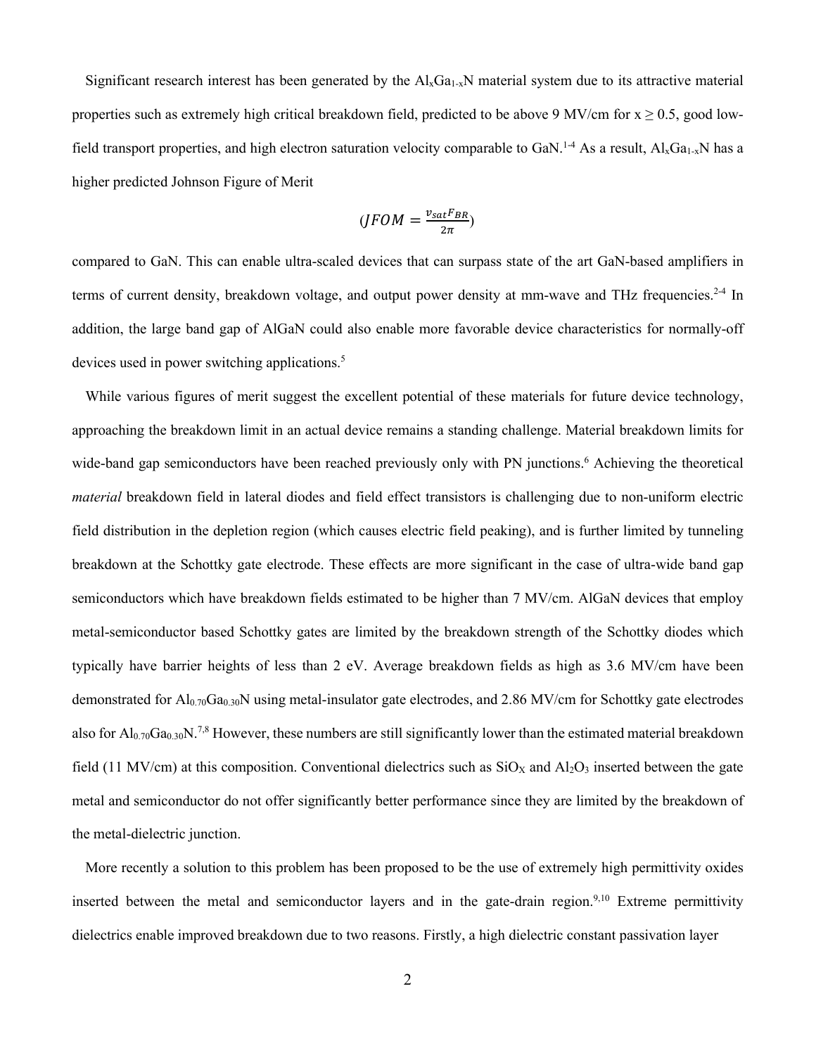Significant research interest has been generated by the $Al_xGa_{1-x}N$ material system due to its attractive material properties such as extremely high critical breakdown field, predicted to be above 9 MV/cm for $x \geq 0.5$, good low-field transport properties, and high electron saturation velocity comparable to GaN.[1-4] As a result, $Al_xGa_{1-x}N$ has a higher predicted Johnson Figure of Merit

$$(JFOM = \frac{v_{sat}F_{BR}}{2\pi})$$

compared to GaN. This can enable ultra-scaled devices that can surpass state of the art GaN-based amplifiers in terms of current density, breakdown voltage, and output power density at mm-wave and THz frequencies.[2-4] In addition, the large band gap of AlGaN could also enable more favorable device characteristics for normally-off devices used in power switching applications.[5]

While various figures of merit suggest the excellent potential of these materials for future device technology, approaching the breakdown limit in an actual device remains a standing challenge. Material breakdown limits for wide-band gap semiconductors have been reached previously only with PN junctions.[6] Achieving the theoretical *material* breakdown field in lateral diodes and field effect transistors is challenging due to non-uniform electric field distribution in the depletion region (which causes electric field peaking), and is further limited by tunneling breakdown at the Schottky gate electrode. These effects are more significant in the case of ultra-wide band gap semiconductors which have breakdown fields estimated to be higher than 7 MV/cm. AlGaN devices that employ metal-semiconductor based Schottky gates are limited by the breakdown strength of the Schottky diodes which typically have barrier heights of less than 2 eV. Average breakdown fields as high as 3.6 MV/cm have been demonstrated for $Al_{0.70}Ga_{0.30}N$ using metal-insulator gate electrodes, and 2.86 MV/cm for Schottky gate electrodes also for $Al_{0.70}Ga_{0.30}N$.[7,8] However, these numbers are still significantly lower than the estimated material breakdown field (11 MV/cm) at this composition. Conventional dielectrics such as $SiO_X$ and $Al_2O_3$ inserted between the gate metal and semiconductor do not offer significantly better performance since they are limited by the breakdown of the metal-dielectric junction.

More recently a solution to this problem has been proposed to be the use of extremely high permittivity oxides inserted between the metal and semiconductor layers and in the gate-drain region.[9,10] Extreme permittivity dielectrics enable improved breakdown due to two reasons. Firstly, a high dielectric constant passivation layer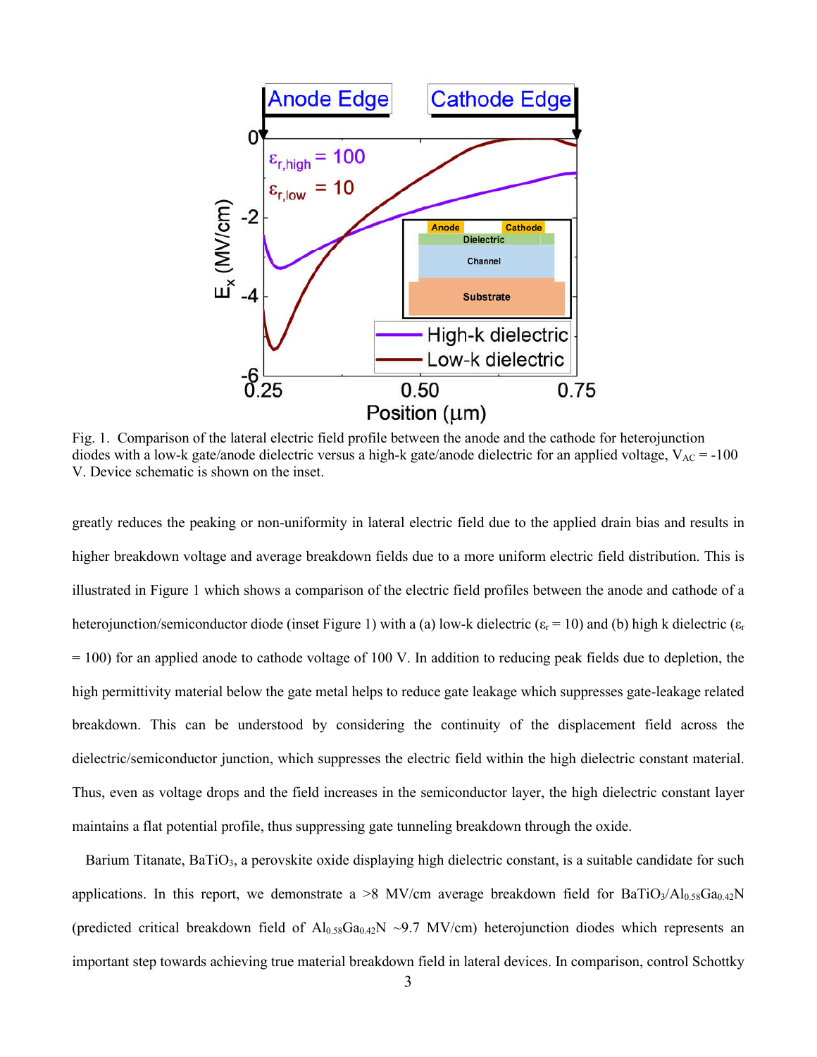Fig. 1. Comparison of the lateral electric field profile between the anode and the cathode for heterojunction diodes with a low-k gate/anode dielectric versus a high-k gate/anode dielectric for an applied voltage, $V_{AC}$ = -100 V. Device schematic is shown on the inset.

greatly reduces the peaking or non-uniformity in lateral electric field due to the applied drain bias and results in higher breakdown voltage and average breakdown fields due to a more uniform electric field distribution. This is illustrated in Figure 1 which shows a comparison of the electric field profiles between the anode and cathode of a heterojunction/semiconductor diode (inset Figure 1) with a (a) low-k dielectric ($\varepsilon_r$ = 10) and (b) high k dielectric ($\varepsilon_r$ = 100) for an applied anode to cathode voltage of 100 V. In addition to reducing peak fields due to depletion, the high permittivity material below the gate metal helps to reduce gate leakage which suppresses gate-leakage related breakdown. This can be understood by considering the continuity of the displacement field across the dielectric/semiconductor junction, which suppresses the electric field within the high dielectric constant material. Thus, even as voltage drops and the field increases in the semiconductor layer, the high dielectric constant layer maintains a flat potential profile, thus suppressing gate tunneling breakdown through the oxide.

Barium Titanate, $BaTiO_3$, a perovskite oxide displaying high dielectric constant, is a suitable candidate for such applications. In this report, we demonstrate a >8 MV/cm average breakdown field for $BaTiO_3/Al_{0.58}Ga_{0.42}N$ (predicted critical breakdown field of $Al_{0.58}Ga_{0.42}N$ ~9.7 MV/cm) heterojunction diodes which represents an important step towards achieving true material breakdown field in lateral devices. In comparison, control Schottky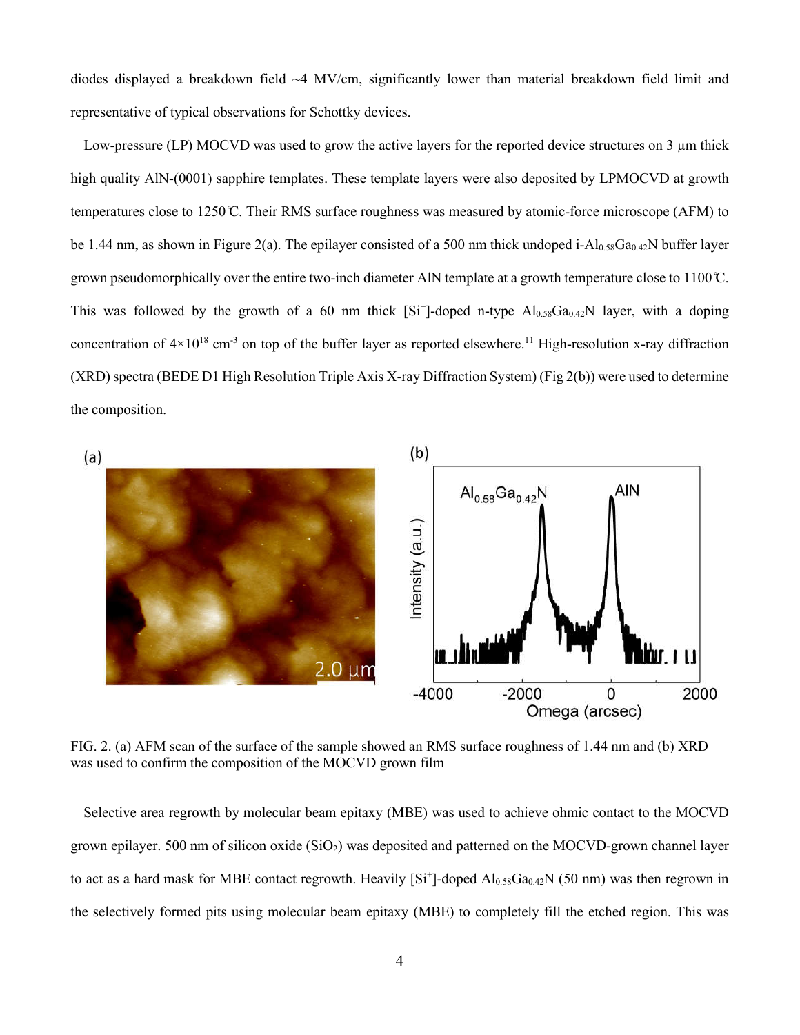diodes displayed a breakdown field ~4 MV/cm, significantly lower than material breakdown field limit and representative of typical observations for Schottky devices.

Low-pressure (LP) MOCVD was used to grow the active layers for the reported device structures on 3 μm thick high quality AlN-(0001) sapphire templates. These template layers were also deposited by LPMOCVD at growth temperatures close to 1250℃. Their RMS surface roughness was measured by atomic-force microscope (AFM) to be 1.44 nm, as shown in Figure 2(a). The epilayer consisted of a 500 nm thick undoped i-$Al_{0.58}Ga_{0.42}N$ buffer layer grown pseudomorphically over the entire two-inch diameter AlN template at a growth temperature close to 1100℃. This was followed by the growth of a 60 nm thick [$Si^+$]-doped n-type $Al_{0.58}Ga_{0.42}N$ layer, with a doping concentration of $4\times10^{18}$ $cm^{-3}$ on top of the buffer layer as reported elsewhere.[11] High-resolution x-ray diffraction (XRD) spectra (BEDE D1 High Resolution Triple Axis X-ray Diffraction System) (Fig 2(b)) were used to determine the composition.

FIG. 2. (a) AFM scan of the surface of the sample showed an RMS surface roughness of 1.44 nm and (b) XRD was used to confirm the composition of the MOCVD grown film

Selective area regrowth by molecular beam epitaxy (MBE) was used to achieve ohmic contact to the MOCVD grown epilayer. 500 nm of silicon oxide ($SiO_2$) was deposited and patterned on the MOCVD-grown channel layer to act as a hard mask for MBE contact regrowth. Heavily [$Si^+$]-doped $Al_{0.58}Ga_{0.42}N$ (50 nm) was then regrown in the selectively formed pits using molecular beam epitaxy (MBE) to completely fill the etched region. This was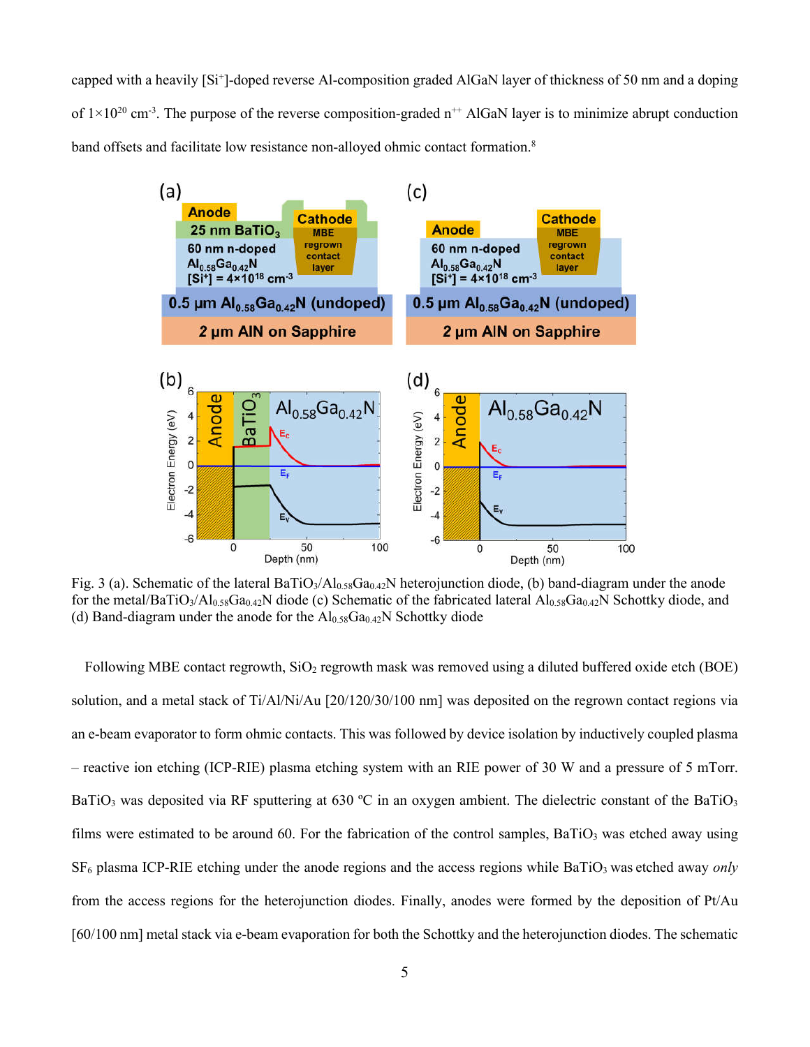capped with a heavily [$Si^+$]-doped reverse Al-composition graded AlGaN layer of thickness of 50 nm and a doping of $1\times10^{20}$ $cm^{-3}$. The purpose of the reverse composition-graded $n^{++}$ AlGaN layer is to minimize abrupt conduction band offsets and facilitate low resistance non-alloyed ohmic contact formation.[8]

Fig. 3 (a). Schematic of the lateral $BaTiO_3/Al_{0.58}Ga_{0.42}N$ heterojunction diode, (b) band-diagram under the anode for the metal/$BaTiO_3/Al_{0.58}Ga_{0.42}N$ diode (c) Schematic of the fabricated lateral $Al_{0.58}Ga_{0.42}N$ Schottky diode, and (d) Band-diagram under the anode for the $Al_{0.58}Ga_{0.42}N$ Schottky diode

Following MBE contact regrowth, $SiO_2$ regrowth mask was removed using a diluted buffered oxide etch (BOE) solution, and a metal stack of Ti/Al/Ni/Au [20/120/30/100 nm] was deposited on the regrown contact regions via an e-beam evaporator to form ohmic contacts. This was followed by device isolation by inductively coupled plasma – reactive ion etching (ICP-RIE) plasma etching system with an RIE power of 30 W and a pressure of 5 mTorr. $BaTiO_3$ was deposited via RF sputtering at 630 ºC in an oxygen ambient. The dielectric constant of the $BaTiO_3$ films were estimated to be around 60. For the fabrication of the control samples, $BaTiO_3$ was etched away using $SF_6$ plasma ICP-RIE etching under the anode regions and the access regions while $BaTiO_3$ was etched away *only* from the access regions for the heterojunction diodes. Finally, anodes were formed by the deposition of Pt/Au [60/100 nm] metal stack via e-beam evaporation for both the Schottky and the heterojunction diodes. The schematic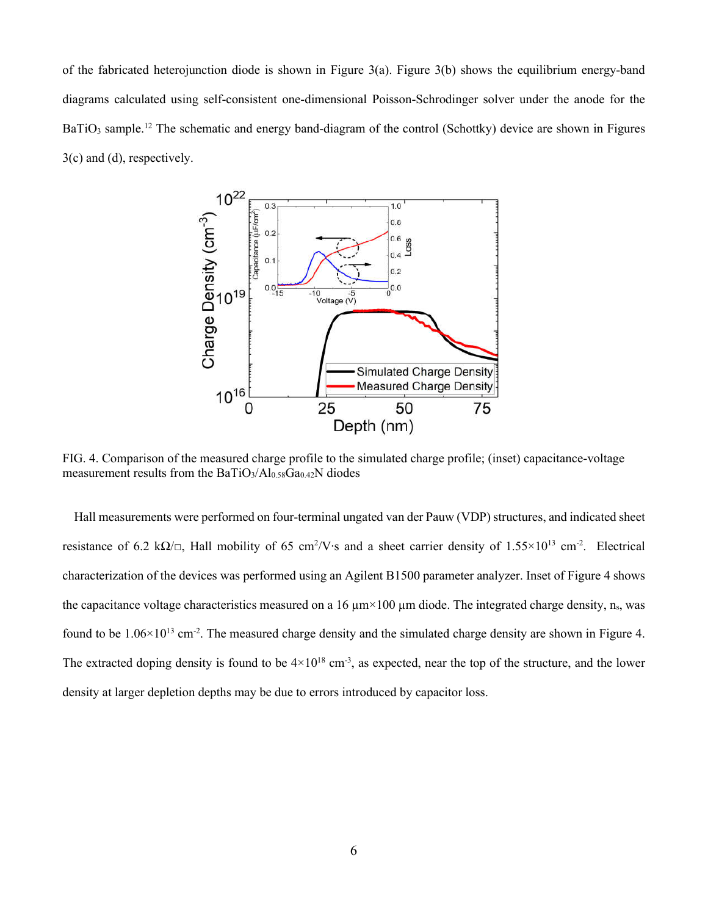of the fabricated heterojunction diode is shown in Figure 3(a). Figure 3(b) shows the equilibrium energy-band diagrams calculated using self-consistent one-dimensional Poisson-Schrodinger solver under the anode for the $BaTiO_3$ sample.[12] The schematic and energy band-diagram of the control (Schottky) device are shown in Figures 3(c) and (d), respectively.

FIG. 4. Comparison of the measured charge profile to the simulated charge profile; (inset) capacitance-voltage measurement results from the $BaTiO_3/Al_{0.58}Ga_{0.42}N$ diodes

Hall measurements were performed on four-terminal ungated van der Pauw (VDP) structures, and indicated sheet resistance of 6.2 kΩ/□, Hall mobility of 65 $cm^2$/V·s and a sheet carrier density of $1.55\times10^{13}$ $cm^{-2}$. Electrical characterization of the devices was performed using an Agilent B1500 parameter analyzer. Inset of Figure 4 shows the capacitance voltage characteristics measured on a 16 μm×100 μm diode. The integrated charge density, $n_s$, was found to be $1.06\times10^{13}$ $cm^{-2}$. The measured charge density and the simulated charge density are shown in Figure 4. The extracted doping density is found to be $4\times10^{18}$ $cm^{-3}$, as expected, near the top of the structure, and the lower density at larger depletion depths may be due to errors introduced by capacitor loss.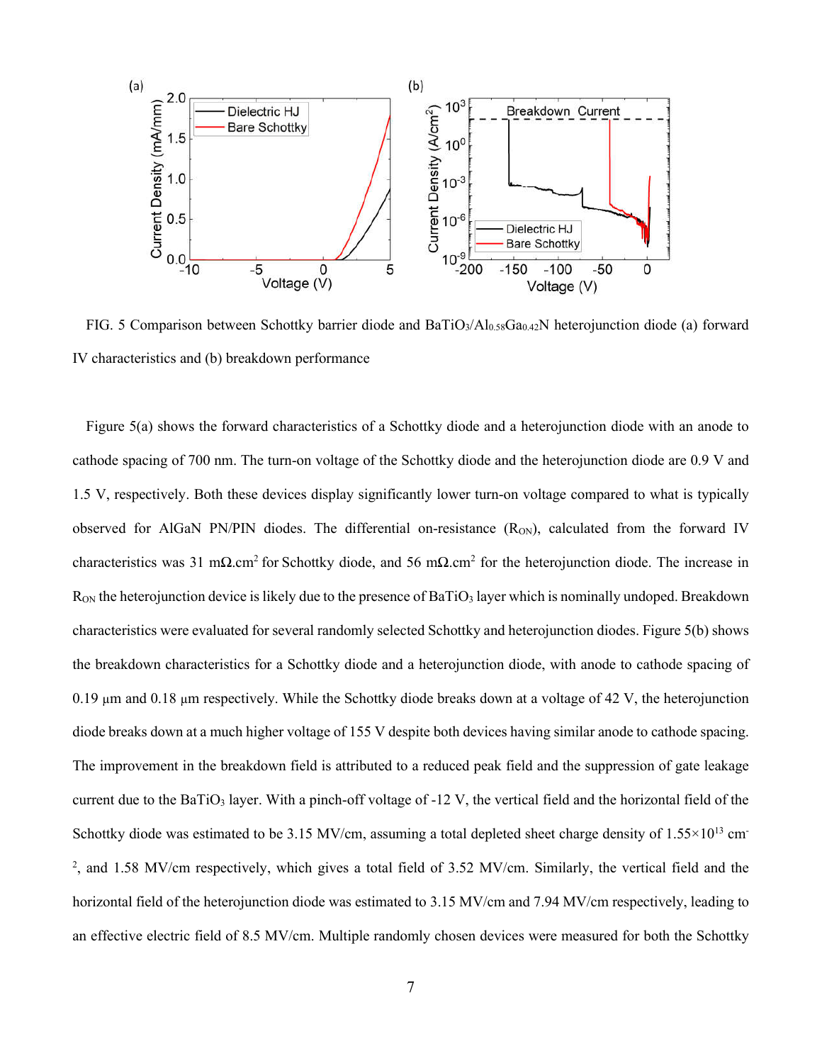FIG. 5 Comparison between Schottky barrier diode and $BaTiO_3/Al_{0.58}Ga_{0.42}N$ heterojunction diode (a) forward IV characteristics and (b) breakdown performance

Figure 5(a) shows the forward characteristics of a Schottky diode and a heterojunction diode with an anode to cathode spacing of 700 nm. The turn-on voltage of the Schottky diode and the heterojunction diode are 0.9 V and 1.5 V, respectively. Both these devices display significantly lower turn-on voltage compared to what is typically observed for AlGaN PN/PIN diodes. The differential on-resistance ($R_{ON}$), calculated from the forward IV characteristics was 31 mΩ.cm$^2$ for Schottky diode, and 56 mΩ.cm$^2$ for the heterojunction diode. The increase in $R_{ON}$ the heterojunction device is likely due to the presence of $BaTiO_3$ layer which is nominally undoped. Breakdown characteristics were evaluated for several randomly selected Schottky and heterojunction diodes. Figure 5(b) shows the breakdown characteristics for a Schottky diode and a heterojunction diode, with anode to cathode spacing of 0.19 μm and 0.18 μm respectively. While the Schottky diode breaks down at a voltage of 42 V, the heterojunction diode breaks down at a much higher voltage of 155 V despite both devices having similar anode to cathode spacing. The improvement in the breakdown field is attributed to a reduced peak field and the suppression of gate leakage current due to the $BaTiO_3$ layer. With a pinch-off voltage of -12 V, the vertical field and the horizontal field of the Schottky diode was estimated to be 3.15 MV/cm, assuming a total depleted sheet charge density of $1.55\times10^{13}$ cm$^{-2}$, and 1.58 MV/cm respectively, which gives a total field of 3.52 MV/cm. Similarly, the vertical field and the horizontal field of the heterojunction diode was estimated to 3.15 MV/cm and 7.94 MV/cm respectively, leading to an effective electric field of 8.5 MV/cm. Multiple randomly chosen devices were measured for both the Schottky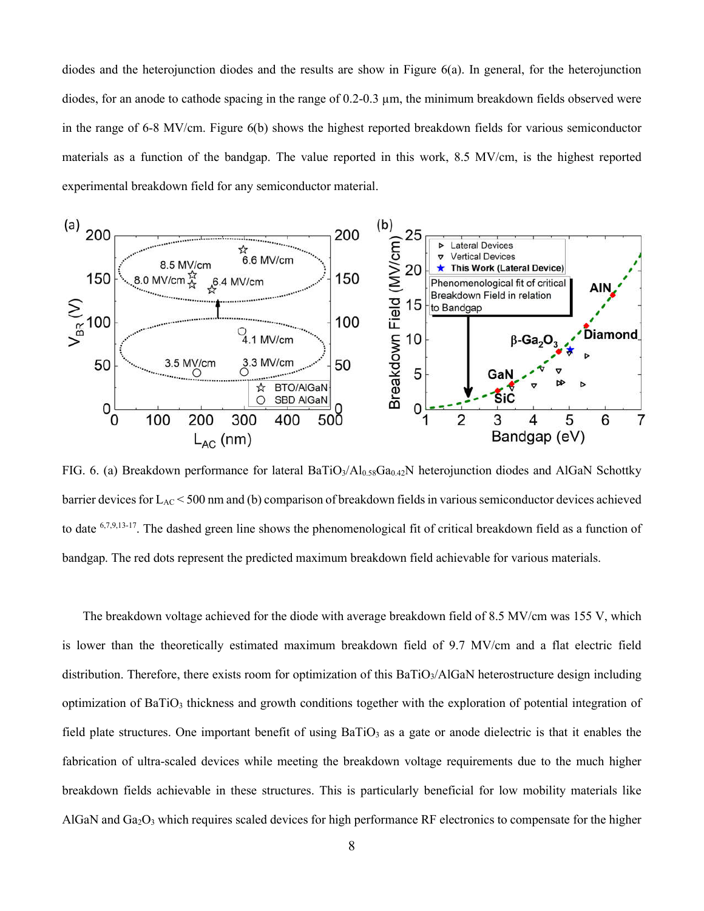diodes and the heterojunction diodes and the results are show in Figure 6(a). In general, for the heterojunction diodes, for an anode to cathode spacing in the range of 0.2-0.3 μm, the minimum breakdown fields observed were in the range of 6-8 MV/cm. Figure 6(b) shows the highest reported breakdown fields for various semiconductor materials as a function of the bandgap. The value reported in this work, 8.5 MV/cm, is the highest reported experimental breakdown field for any semiconductor material.

FIG. 6. (a) Breakdown performance for lateral $BaTiO_3/Al_{0.58}Ga_{0.42}N$ heterojunction diodes and AlGaN Schottky barrier devices for $L_{AC} < 500$ nm and (b) comparison of breakdown fields in various semiconductor devices achieved to date [6,7,9,13-17]. The dashed green line shows the phenomenological fit of critical breakdown field as a function of bandgap. The red dots represent the predicted maximum breakdown field achievable for various materials.

The breakdown voltage achieved for the diode with average breakdown field of 8.5 MV/cm was 155 V, which is lower than the theoretically estimated maximum breakdown field of 9.7 MV/cm and a flat electric field distribution. Therefore, there exists room for optimization of this $BaTiO_3$/AlGaN heterostructure design including optimization of $BaTiO_3$ thickness and growth conditions together with the exploration of potential integration of field plate structures. One important benefit of using $BaTiO_3$ as a gate or anode dielectric is that it enables the fabrication of ultra-scaled devices while meeting the breakdown voltage requirements due to the much higher breakdown fields achievable in these structures. This is particularly beneficial for low mobility materials like AlGaN and $Ga_2O_3$ which requires scaled devices for high performance RF electronics to compensate for the higher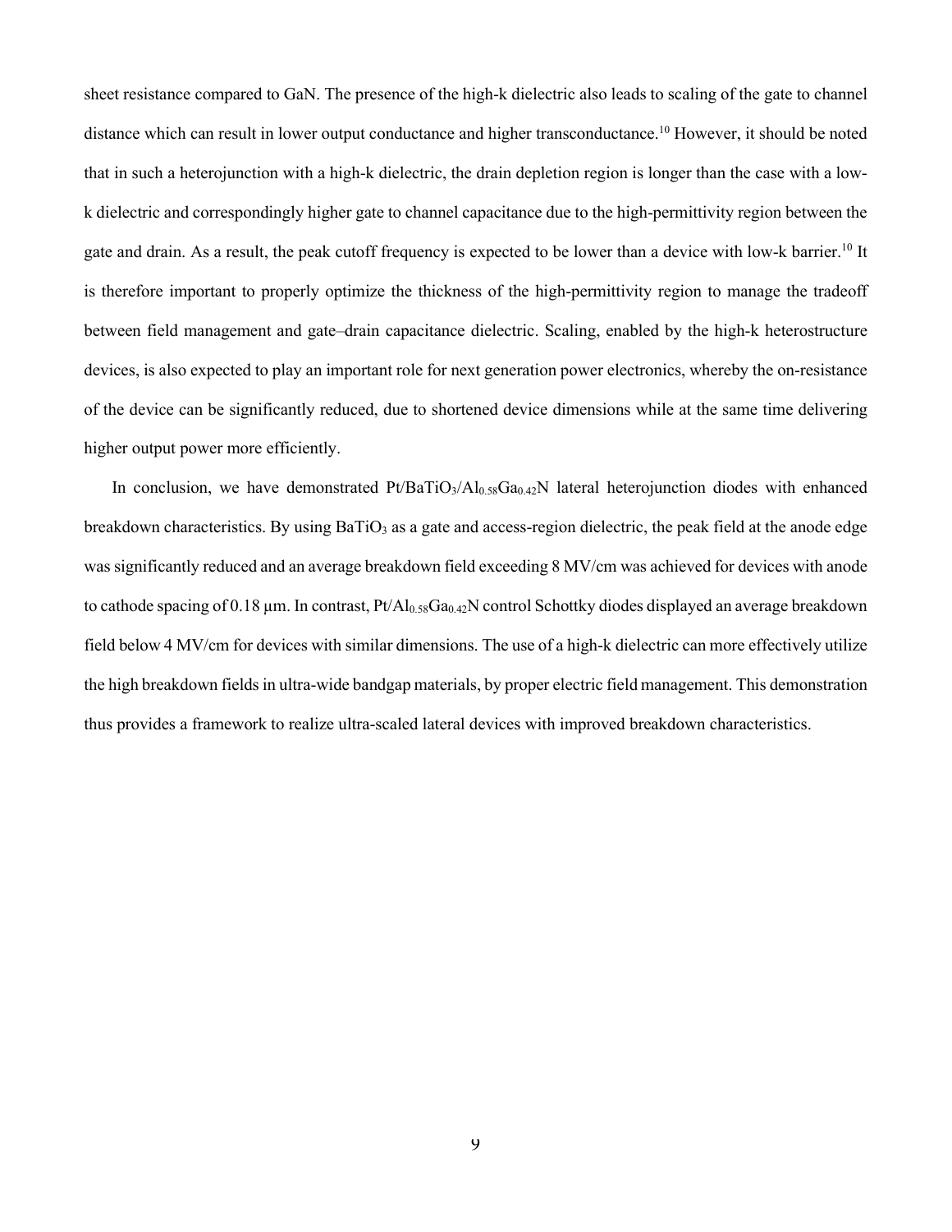sheet resistance compared to GaN. The presence of the high-k dielectric also leads to scaling of the gate to channel distance which can result in lower output conductance and higher transconductance.[10] However, it should be noted that in such a heterojunction with a high-k dielectric, the drain depletion region is longer than the case with a low-k dielectric and correspondingly higher gate to channel capacitance due to the high-permittivity region between the gate and drain. As a result, the peak cutoff frequency is expected to be lower than a device with low-k barrier.[10] It is therefore important to properly optimize the thickness of the high-permittivity region to manage the tradeoff between field management and gate–drain capacitance dielectric. Scaling, enabled by the high-k heterostructure devices, is also expected to play an important role for next generation power electronics, whereby the on-resistance of the device can be significantly reduced, due to shortened device dimensions while at the same time delivering higher output power more efficiently.

In conclusion, we have demonstrated Pt/$BaTiO_3$/$Al_{0.58}Ga_{0.42}N$ lateral heterojunction diodes with enhanced breakdown characteristics. By using $BaTiO_3$ as a gate and access-region dielectric, the peak field at the anode edge was significantly reduced and an average breakdown field exceeding 8 MV/cm was achieved for devices with anode to cathode spacing of 0.18 µm. In contrast, Pt/$Al_{0.58}Ga_{0.42}N$ control Schottky diodes displayed an average breakdown field below 4 MV/cm for devices with similar dimensions. The use of a high-k dielectric can more effectively utilize the high breakdown fields in ultra-wide bandgap materials, by proper electric field management. This demonstration thus provides a framework to realize ultra-scaled lateral devices with improved breakdown characteristics.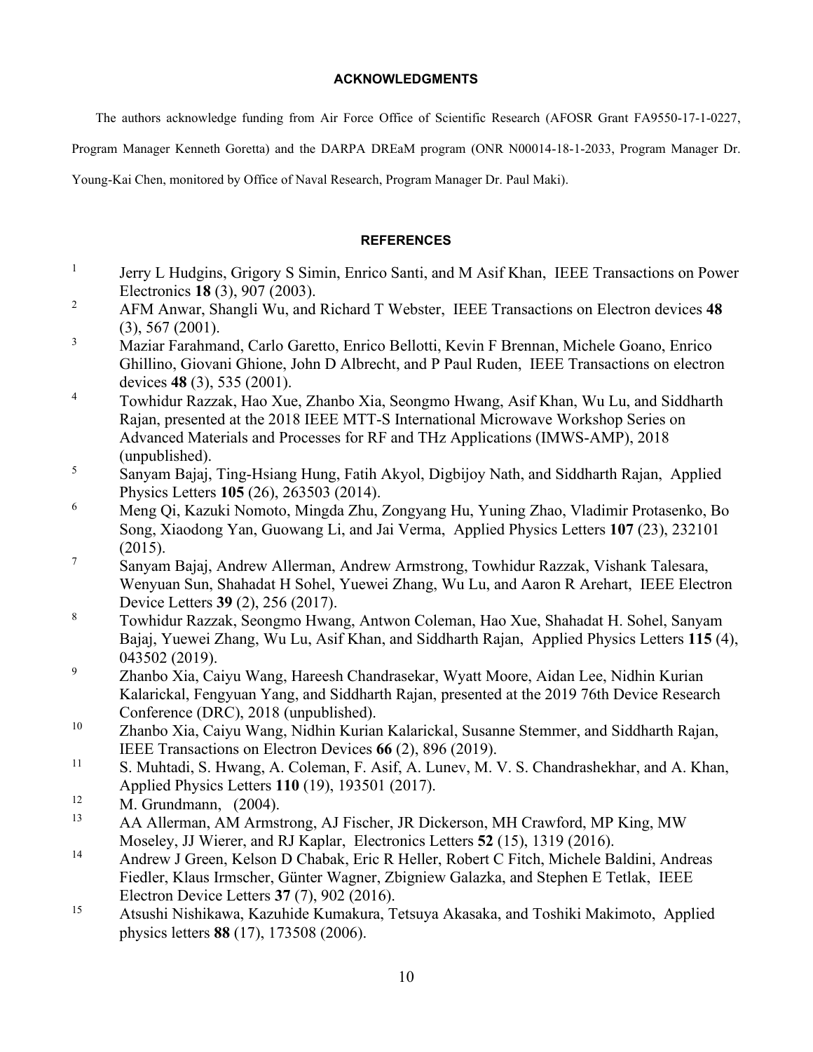## ACKNOWLEDGMENTS

The authors acknowledge funding from Air Force Office of Scientific Research (AFOSR Grant FA9550-17-1-0227, Program Manager Kenneth Goretta) and the DARPA DREaM program (ONR N00014-18-1-2033, Program Manager Dr. Young-Kai Chen, monitored by Office of Naval Research, Program Manager Dr. Paul Maki).

## REFERENCES

[1] Jerry L Hudgins, Grigory S Simin, Enrico Santi, and M Asif Khan, IEEE Transactions on Power Electronics **18** (3), 907 (2003).

[2] AFM Anwar, Shangli Wu, and Richard T Webster, IEEE Transactions on Electron devices **48** (3), 567 (2001).

[3] Maziar Farahmand, Carlo Garetto, Enrico Bellotti, Kevin F Brennan, Michele Goano, Enrico Ghillino, Giovani Ghione, John D Albrecht, and P Paul Ruden, IEEE Transactions on electron devices **48** (3), 535 (2001).

[4] Towhidur Razzak, Hao Xue, Zhanbo Xia, Seongmo Hwang, Asif Khan, Wu Lu, and Siddharth Rajan, presented at the 2018 IEEE MTT-S International Microwave Workshop Series on Advanced Materials and Processes for RF and THz Applications (IMWS-AMP), 2018 (unpublished).

[5] Sanyam Bajaj, Ting-Hsiang Hung, Fatih Akyol, Digbijoy Nath, and Siddharth Rajan, Applied Physics Letters **105** (26), 263503 (2014).

[6] Meng Qi, Kazuki Nomoto, Mingda Zhu, Zongyang Hu, Yuning Zhao, Vladimir Protasenko, Bo Song, Xiaodong Yan, Guowang Li, and Jai Verma, Applied Physics Letters **107** (23), 232101 (2015).

[7] Sanyam Bajaj, Andrew Allerman, Andrew Armstrong, Towhidur Razzak, Vishank Talesara, Wenyuan Sun, Shahadat H Sohel, Yuewei Zhang, Wu Lu, and Aaron R Arehart, IEEE Electron Device Letters **39** (2), 256 (2017).

[8] Towhidur Razzak, Seongmo Hwang, Antwon Coleman, Hao Xue, Shahadat H. Sohel, Sanyam Bajaj, Yuewei Zhang, Wu Lu, Asif Khan, and Siddharth Rajan, Applied Physics Letters **115** (4), 043502 (2019).

[9] Zhanbo Xia, Caiyu Wang, Hareesh Chandrasekar, Wyatt Moore, Aidan Lee, Nidhin Kurian Kalarickal, Fengyuan Yang, and Siddharth Rajan, presented at the 2019 76th Device Research Conference (DRC), 2018 (unpublished).

[10] Zhanbo Xia, Caiyu Wang, Nidhin Kurian Kalarickal, Susanne Stemmer, and Siddharth Rajan, IEEE Transactions on Electron Devices **66** (2), 896 (2019).

[11] S. Muhtadi, S. Hwang, A. Coleman, F. Asif, A. Lunev, M. V. S. Chandrashekhar, and A. Khan, Applied Physics Letters **110** (19), 193501 (2017).

[12] M. Grundmann, (2004).

[13] AA Allerman, AM Armstrong, AJ Fischer, JR Dickerson, MH Crawford, MP King, MW Moseley, JJ Wierer, and RJ Kaplar, Electronics Letters **52** (15), 1319 (2016).

[14] Andrew J Green, Kelson D Chabak, Eric R Heller, Robert C Fitch, Michele Baldini, Andreas Fiedler, Klaus Irmscher, Günter Wagner, Zbigniew Galazka, and Stephen E Tetlak, IEEE Electron Device Letters **37** (7), 902 (2016).

[15] Atsushi Nishikawa, Kazuhide Kumakura, Tetsuya Akasaka, and Toshiki Makimoto, Applied physics letters **88** (17), 173508 (2006).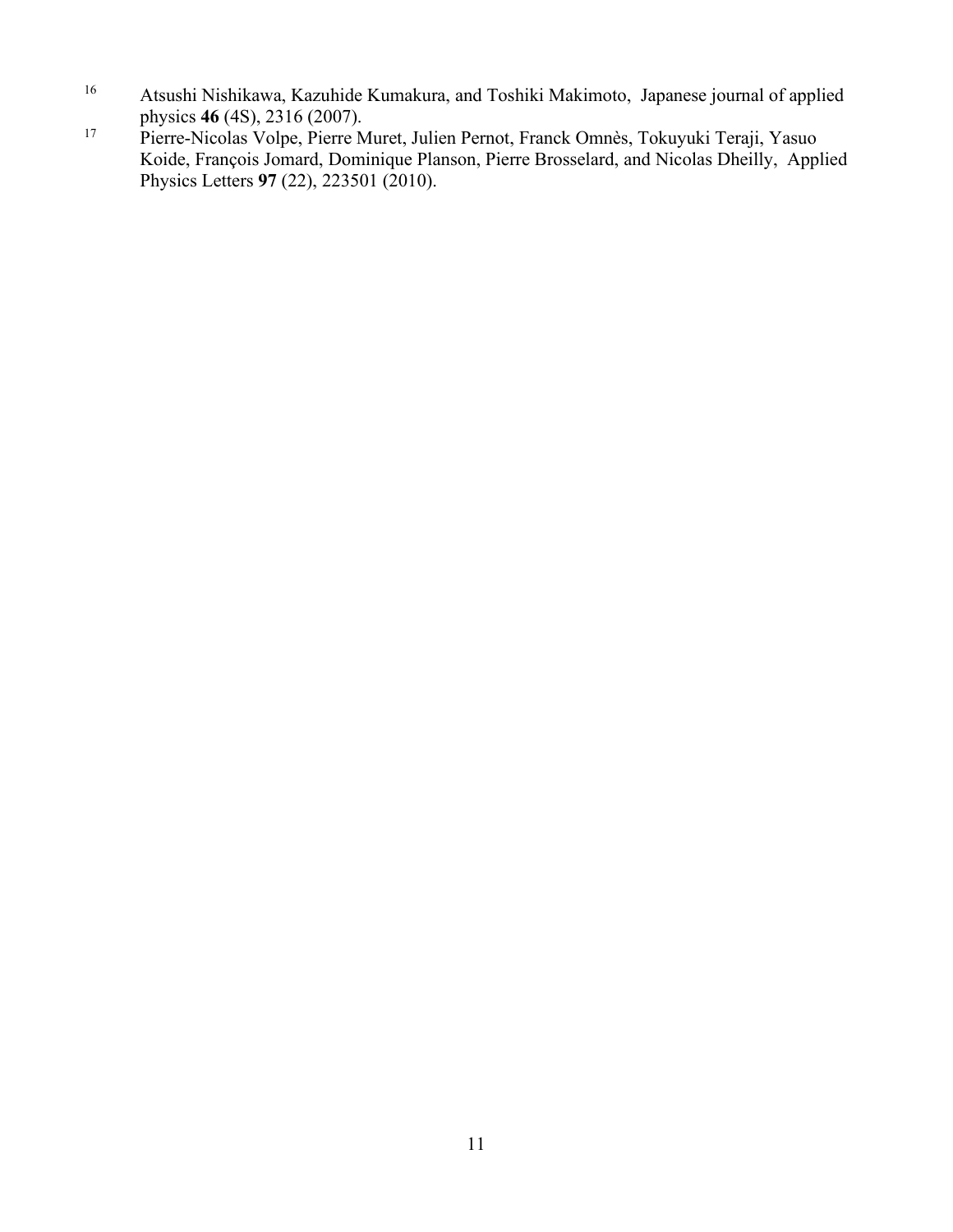[16] Atsushi Nishikawa, Kazuhide Kumakura, and Toshiki Makimoto, Japanese journal of applied physics **46** (4S), 2316 (2007).

[17] Pierre-Nicolas Volpe, Pierre Muret, Julien Pernot, Franck Omnès, Tokuyuki Teraji, Yasuo Koide, François Jomard, Dominique Planson, Pierre Brosselard, and Nicolas Dheilly, Applied Physics Letters **97** (22), 223501 (2010).